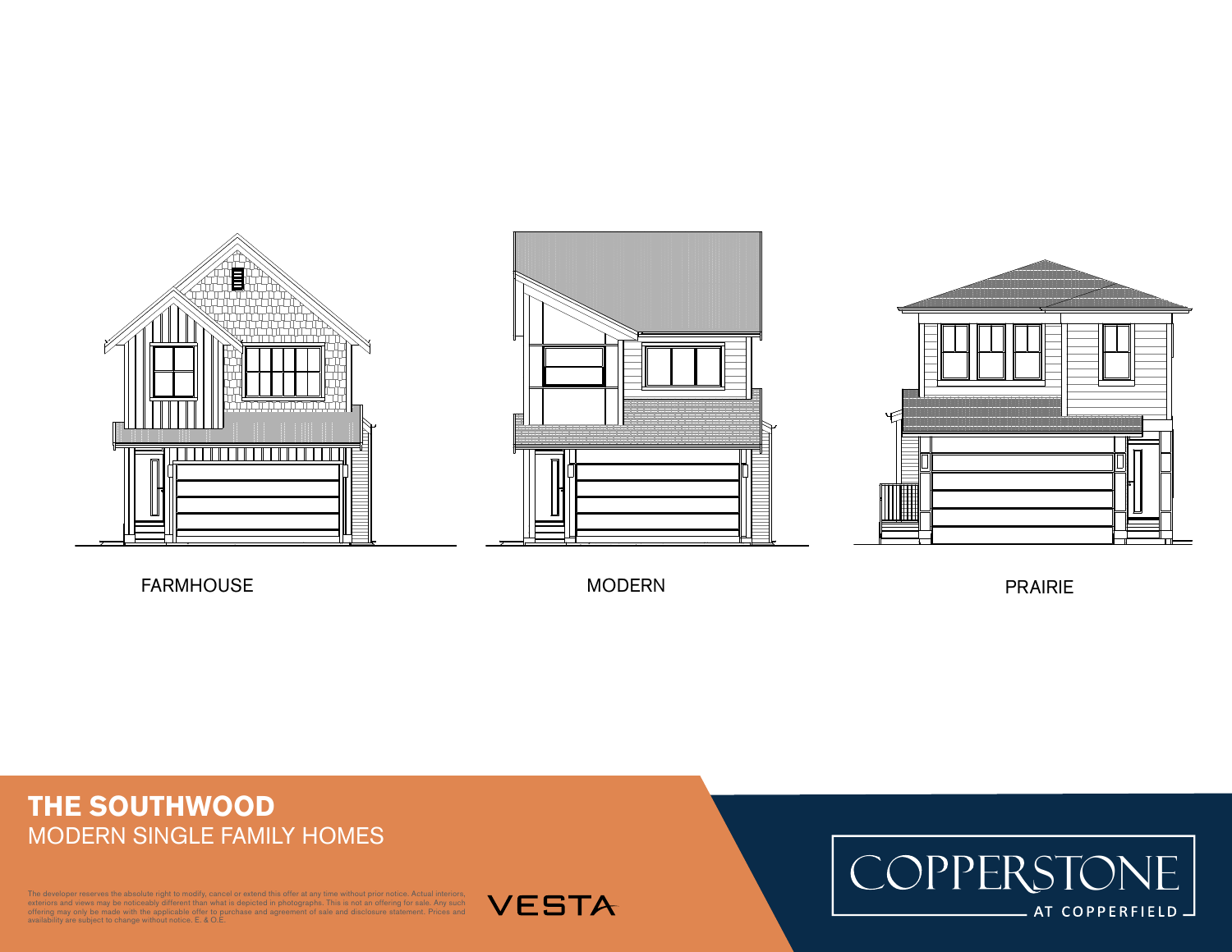FARMHOUSE

MODERN

PRAIRIE

# THE SOUTHWOOD

MODERN SINGLE FAMILY HOMES

The developer reserves the absolute right to modify, cancel or extend this offer at any time without prior notice. Actual interiors, exteriors and views may be noticeably different than what is depicted in photographs. This is not an offering for sale. Any such offering may only be made with the applicable offer to purchase and agreement of sale and disclosure statement. Prices and availability are subject to change without notice. E. & O.E.

VESTA

COPPERSTONE AT COPPERFIELD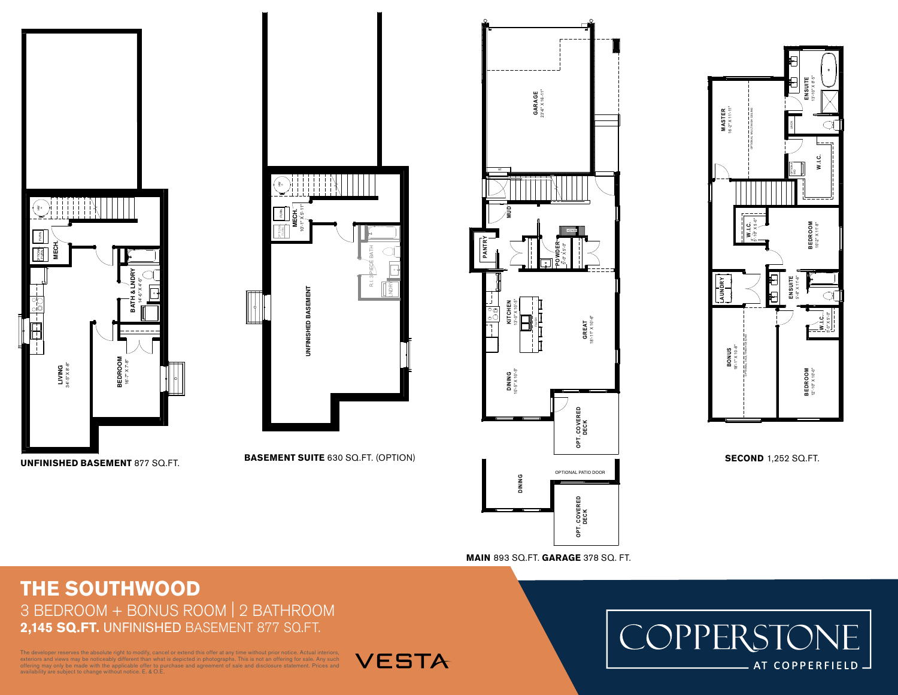UNFINISHED BASEMENT 877 SQ.FT.

MECH.

BATH & LNDRY
14'-6" X 4'-6"

LIVING
34'-5" X 8'-8"

BEDROOM
16'-7" X 7'-8"

BASEMENT SUITE 630 SQ.FT. (OPTION)

MECH.
10'-1" X 5'-11"

UNFINISHED BASEMENT

R.I. 3 PIECE BATH

LNDRY

GARAGE
23'-6" X 16'-11"

MUD

PANTRY

POWDER
5'-0" X 5'-10"

KITCHEN
13'-0" X 10'-5"

GREAT
18'-11" X 10'-6"

DINING
10'-5" X 10'-6"

OPT. COVERED DECK

DINING

OPTIONAL PATIO DOOR

OPT. COVERED DECK

**MAIN** 893 SQ.FT. **GARAGE** 378 SQ. FT.

MASTER
16'-2" X 11'-11"

ENSUITE
13'-10" X 8'-5"

W.I.C.

W.I.C.
5'-10" X 5'-0"

BEDROOM
10'-2" X 11'-8"

LAUNDRY

ENSUITE
5'-6" X 11'-8"

W.I.C.
6'-0" X 5'-0"

BONUS
18'-1" X 10'-8"

BEDROOM
12'-10" X 10'-0"

**SECOND** 1,252 SQ.FT.

# THE SOUTHWOOD

3 BEDROOM + BONUS ROOM | 2 BATHROOM

**2,145 SQ.FT.** UNFINISHED BASEMENT 877 SQ.FT.

The developer reserves the absolute right to modify, cancel or extend this offer at any time without prior notice. Actual interiors, exteriors and views may be noticeably different than what is depicted in photographs. This is not an offering for sale. Any such offering may only be made with the applicable offer to purchase and agreement of sale and disclosure statement. Prices and availability are subject to change without notice. E. & O.E.

VESTA

COPPERSTONE AT COPPERFIELD